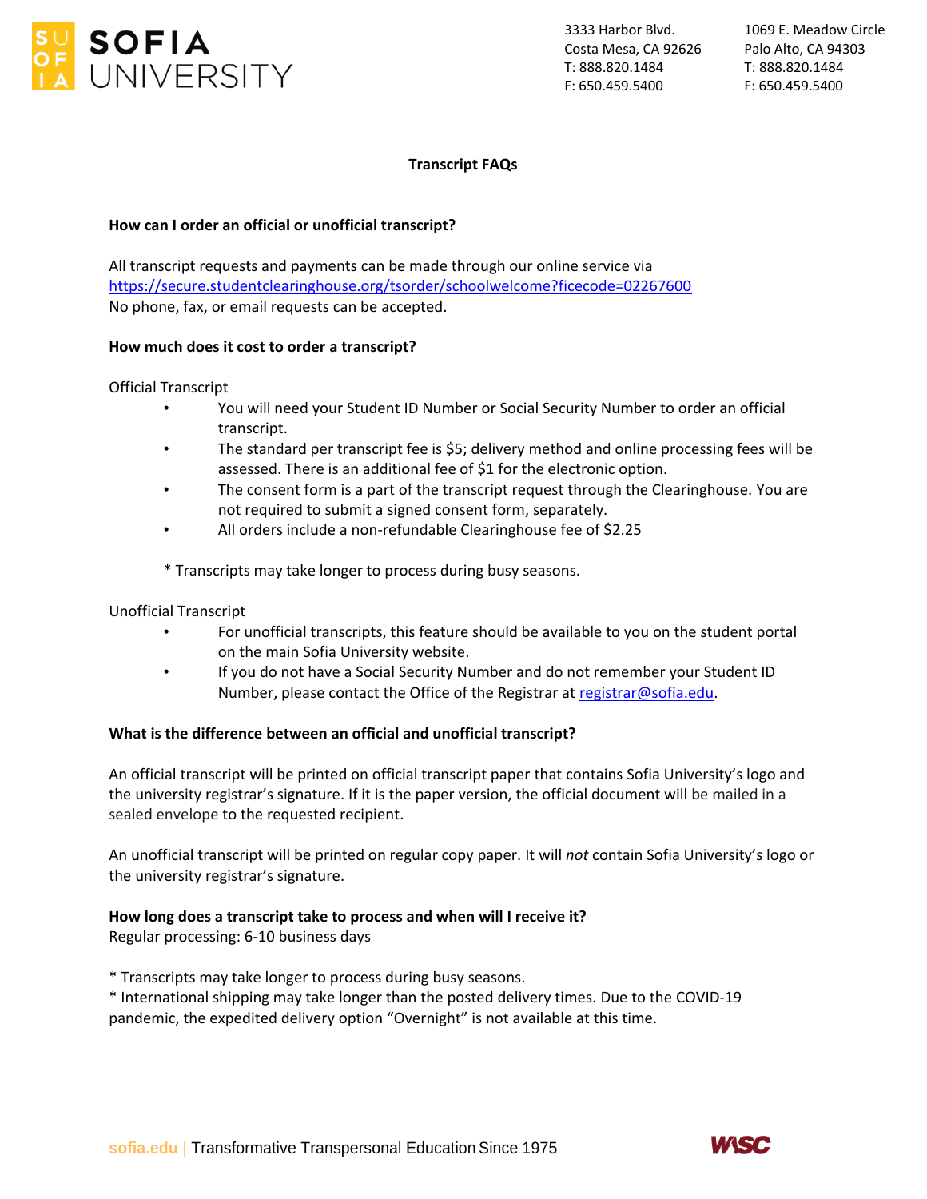# SOFIA UNIVERSITY

3333 Harbor Blvd.
Costa Mesa, CA 92626
T: 888.820.1484
F: 650.459.5400

1069 E. Meadow Circle
Palo Alto, CA 94303
T: 888.820.1484
F: 650.459.5400

## Transcript FAQs

### How can I order an official or unofficial transcript?

All transcript requests and payments can be made through our online service via https://secure.studentclearinghouse.org/tsorder/schoolwelcome?ficecode=02267600
No phone, fax, or email requests can be accepted.

### How much does it cost to order a transcript?

Official Transcript

- You will need your Student ID Number or Social Security Number to order an official transcript.
- The standard per transcript fee is $5; delivery method and online processing fees will be assessed. There is an additional fee of $1 for the electronic option.
- The consent form is a part of the transcript request through the Clearinghouse. You are not required to submit a signed consent form, separately.
- All orders include a non-refundable Clearinghouse fee of $2.25

\* Transcripts may take longer to process during busy seasons.

Unofficial Transcript

- For unofficial transcripts, this feature should be available to you on the student portal on the main Sofia University website.
- If you do not have a Social Security Number and do not remember your Student ID Number, please contact the Office of the Registrar at registrar@sofia.edu.

### What is the difference between an official and unofficial transcript?

An official transcript will be printed on official transcript paper that contains Sofia University's logo and the university registrar's signature. If it is the paper version, the official document will be mailed in a sealed envelope to the requested recipient.

An unofficial transcript will be printed on regular copy paper. It will *not* contain Sofia University's logo or the university registrar's signature.

### How long does a transcript take to process and when will I receive it?

Regular processing: 6-10 business days

\* Transcripts may take longer to process during busy seasons.
\* International shipping may take longer than the posted delivery times. Due to the COVID-19 pandemic, the expedited delivery option "Overnight" is not available at this time.

sofia.edu | Transformative Transpersonal Education Since 1975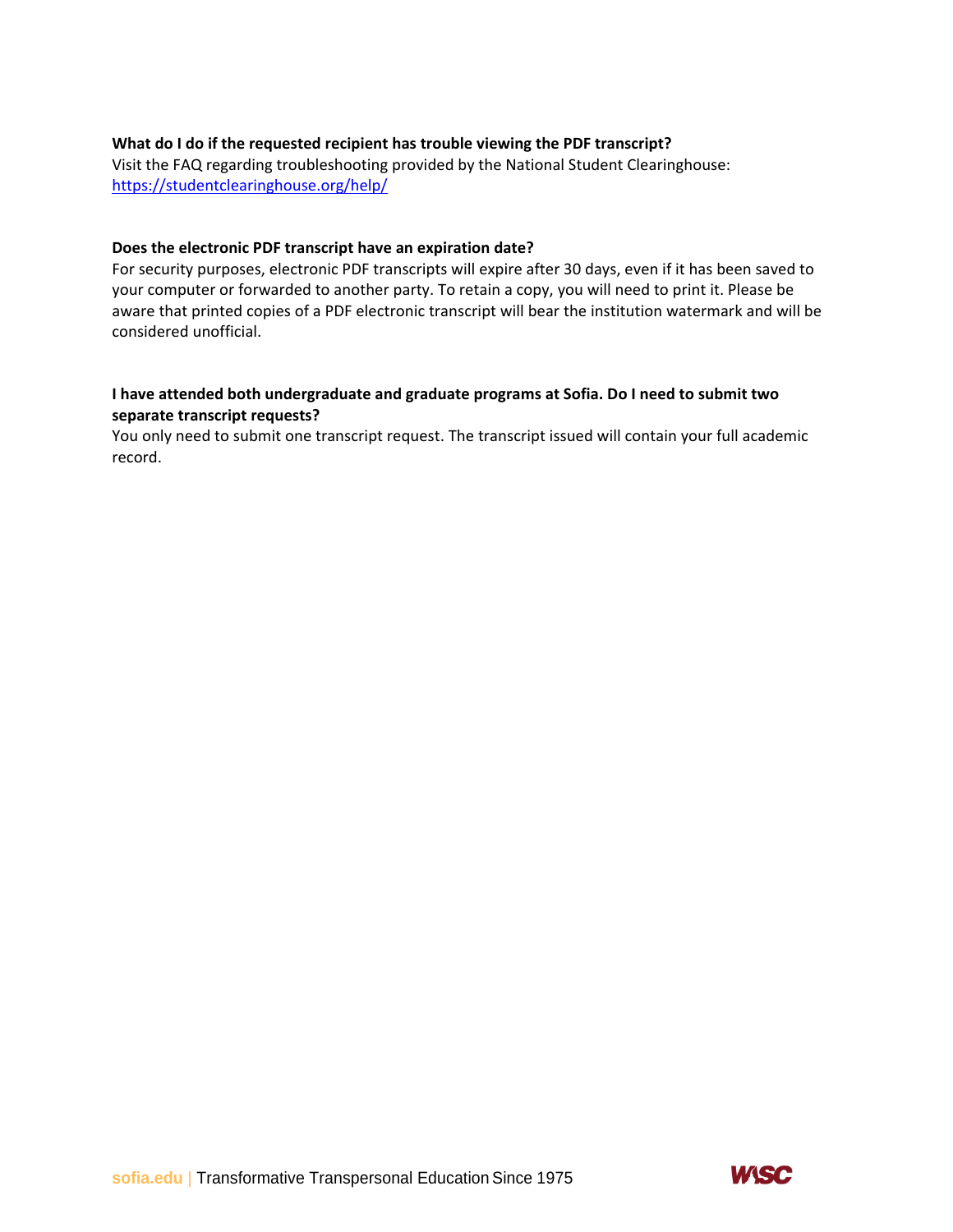**What do I do if the requested recipient has trouble viewing the PDF transcript?**
Visit the FAQ regarding troubleshooting provided by the National Student Clearinghouse: [https://studentclearinghouse.org/help/](https://studentclearinghouse.org/help/)

**Does the electronic PDF transcript have an expiration date?**
For security purposes, electronic PDF transcripts will expire after 30 days, even if it has been saved to your computer or forwarded to another party. To retain a copy, you will need to print it. Please be aware that printed copies of a PDF electronic transcript will bear the institution watermark and will be considered unofficial.

**I have attended both undergraduate and graduate programs at Sofia. Do I need to submit two separate transcript requests?**
You only need to submit one transcript request. The transcript issued will contain your full academic record.